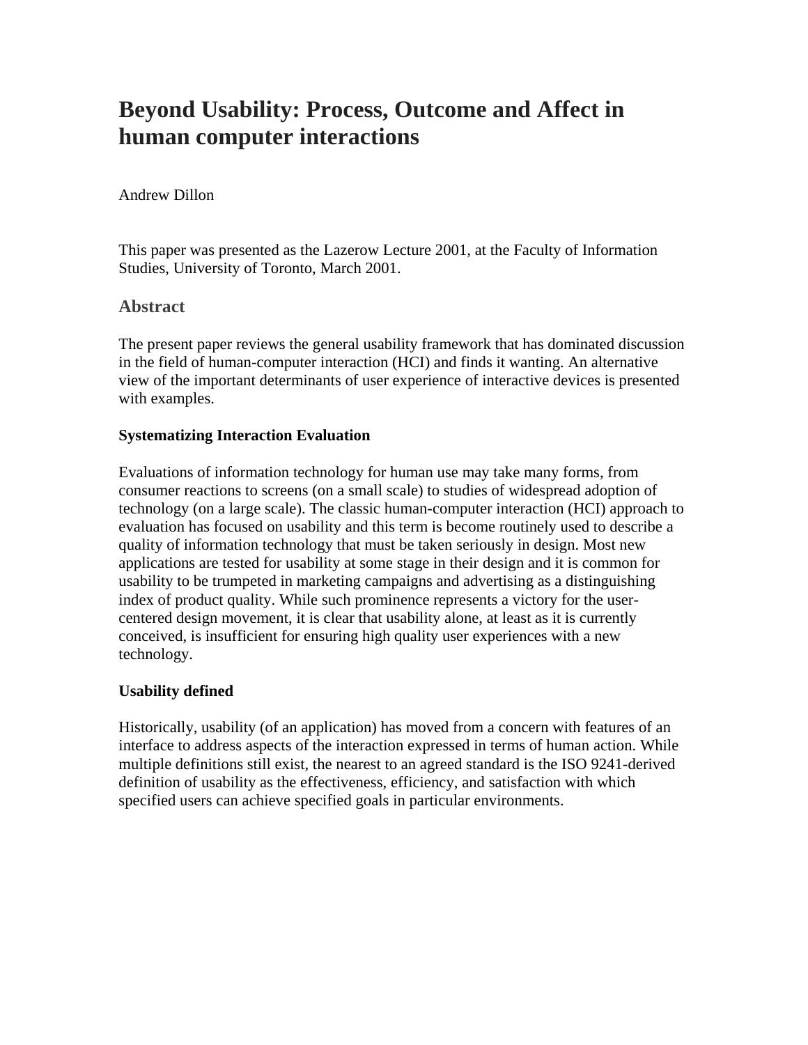# Beyond Usability: Process, Outcome and Affect in human computer interactions

Andrew Dillon

This paper was presented as the Lazerow Lecture 2001, at the Faculty of Information Studies, University of Toronto, March 2001.

## Abstract

The present paper reviews the general usability framework that has dominated discussion in the field of human-computer interaction (HCI) and finds it wanting. An alternative view of the important determinants of user experience of interactive devices is presented with examples.

### Systematizing Interaction Evaluation

Evaluations of information technology for human use may take many forms, from consumer reactions to screens (on a small scale) to studies of widespread adoption of technology (on a large scale). The classic human-computer interaction (HCI) approach to evaluation has focused on usability and this term is become routinely used to describe a quality of information technology that must be taken seriously in design. Most new applications are tested for usability at some stage in their design and it is common for usability to be trumpeted in marketing campaigns and advertising as a distinguishing index of product quality. While such prominence represents a victory for the user-centered design movement, it is clear that usability alone, at least as it is currently conceived, is insufficient for ensuring high quality user experiences with a new technology.

### Usability defined

Historically, usability (of an application) has moved from a concern with features of an interface to address aspects of the interaction expressed in terms of human action. While multiple definitions still exist, the nearest to an agreed standard is the ISO 9241-derived definition of usability as the effectiveness, efficiency, and satisfaction with which specified users can achieve specified goals in particular environments.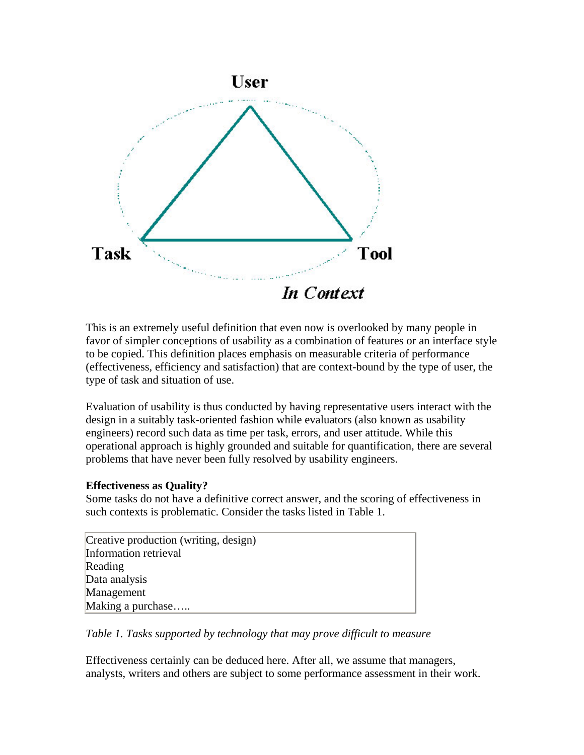User

Task

Tool

*In Context*

This is an extremely useful definition that even now is overlooked by many people in favor of simpler conceptions of usability as a combination of features or an interface style to be copied. This definition places emphasis on measurable criteria of performance (effectiveness, efficiency and satisfaction) that are context-bound by the type of user, the type of task and situation of use.

Evaluation of usability is thus conducted by having representative users interact with the design in a suitably task-oriented fashion while evaluators (also known as usability engineers) record such data as time per task, errors, and user attitude. While this operational approach is highly grounded and suitable for quantification, there are several problems that have never been fully resolved by usability engineers.

**Effectiveness as Quality?**

Some tasks do not have a definitive correct answer, and the scoring of effectiveness in such contexts is problematic. Consider the tasks listed in Table 1.

| Creative production (writing, design) |
|---|
| Information retrieval |
| Reading |
| Data analysis |
| Management |
| Making a purchase….. |

*Table 1. Tasks supported by technology that may prove difficult to measure*

Effectiveness certainly can be deduced here. After all, we assume that managers, analysts, writers and others are subject to some performance assessment in their work.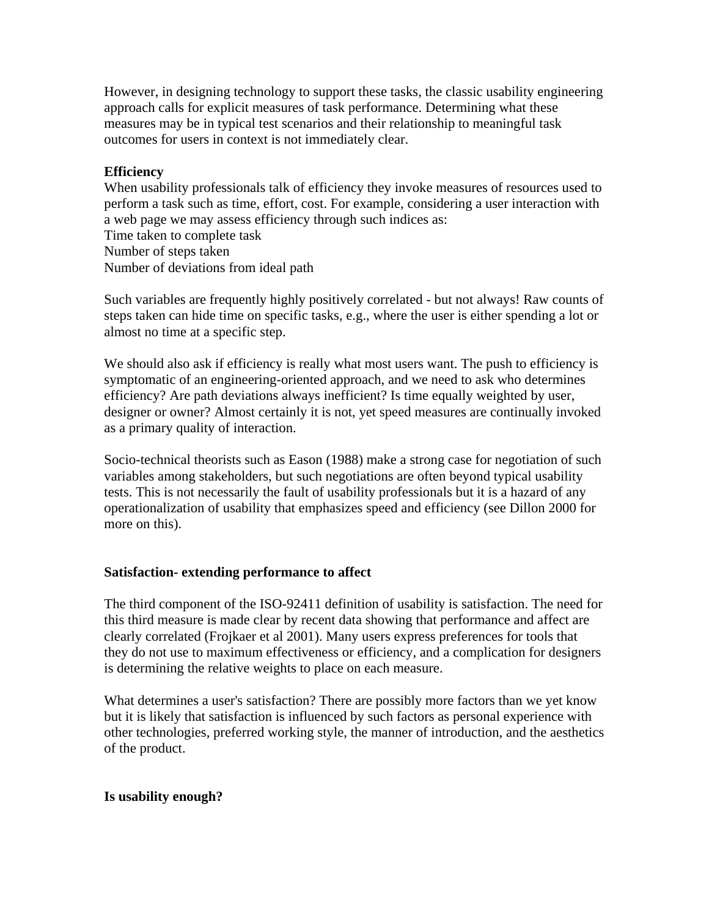However, in designing technology to support these tasks, the classic usability engineering approach calls for explicit measures of task performance. Determining what these measures may be in typical test scenarios and their relationship to meaningful task outcomes for users in context is not immediately clear.

**Efficiency**

When usability professionals talk of efficiency they invoke measures of resources used to perform a task such as time, effort, cost. For example, considering a user interaction with a web page we may assess efficiency through such indices as:

Time taken to complete task
Number of steps taken
Number of deviations from ideal path

Such variables are frequently highly positively correlated - but not always! Raw counts of steps taken can hide time on specific tasks, e.g., where the user is either spending a lot or almost no time at a specific step.

We should also ask if efficiency is really what most users want. The push to efficiency is symptomatic of an engineering-oriented approach, and we need to ask who determines efficiency? Are path deviations always inefficient? Is time equally weighted by user, designer or owner? Almost certainly it is not, yet speed measures are continually invoked as a primary quality of interaction.

Socio-technical theorists such as Eason (1988) make a strong case for negotiation of such variables among stakeholders, but such negotiations are often beyond typical usability tests. This is not necessarily the fault of usability professionals but it is a hazard of any operationalization of usability that emphasizes speed and efficiency (see Dillon 2000 for more on this).

**Satisfaction- extending performance to affect**

The third component of the ISO-92411 definition of usability is satisfaction. The need for this third measure is made clear by recent data showing that performance and affect are clearly correlated (Frojkaer et al 2001). Many users express preferences for tools that they do not use to maximum effectiveness or efficiency, and a complication for designers is determining the relative weights to place on each measure.

What determines a user's satisfaction? There are possibly more factors than we yet know but it is likely that satisfaction is influenced by such factors as personal experience with other technologies, preferred working style, the manner of introduction, and the aesthetics of the product.

**Is usability enough?**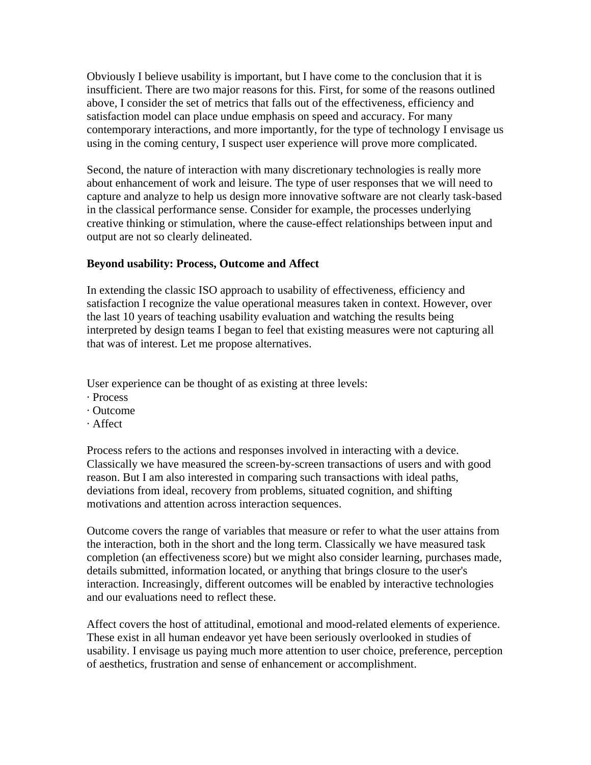Obviously I believe usability is important, but I have come to the conclusion that it is insufficient. There are two major reasons for this. First, for some of the reasons outlined above, I consider the set of metrics that falls out of the effectiveness, efficiency and satisfaction model can place undue emphasis on speed and accuracy. For many contemporary interactions, and more importantly, for the type of technology I envisage us using in the coming century, I suspect user experience will prove more complicated.

Second, the nature of interaction with many discretionary technologies is really more about enhancement of work and leisure. The type of user responses that we will need to capture and analyze to help us design more innovative software are not clearly task-based in the classical performance sense. Consider for example, the processes underlying creative thinking or stimulation, where the cause-effect relationships between input and output are not so clearly delineated.

**Beyond usability: Process, Outcome and Affect**

In extending the classic ISO approach to usability of effectiveness, efficiency and satisfaction I recognize the value operational measures taken in context. However, over the last 10 years of teaching usability evaluation and watching the results being interpreted by design teams I began to feel that existing measures were not capturing all that was of interest. Let me propose alternatives.

User experience can be thought of as existing at three levels:

- Process
- Outcome
- Affect

Process refers to the actions and responses involved in interacting with a device. Classically we have measured the screen-by-screen transactions of users and with good reason. But I am also interested in comparing such transactions with ideal paths, deviations from ideal, recovery from problems, situated cognition, and shifting motivations and attention across interaction sequences.

Outcome covers the range of variables that measure or refer to what the user attains from the interaction, both in the short and the long term. Classically we have measured task completion (an effectiveness score) but we might also consider learning, purchases made, details submitted, information located, or anything that brings closure to the user's interaction. Increasingly, different outcomes will be enabled by interactive technologies and our evaluations need to reflect these.

Affect covers the host of attitudinal, emotional and mood-related elements of experience. These exist in all human endeavor yet have been seriously overlooked in studies of usability. I envisage us paying much more attention to user choice, preference, perception of aesthetics, frustration and sense of enhancement or accomplishment.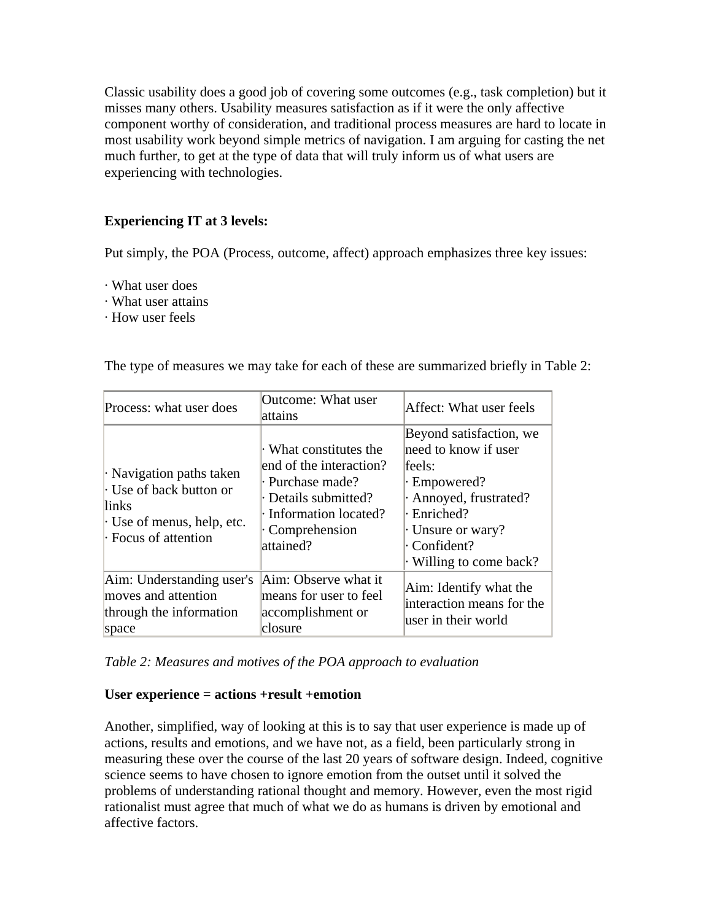Classic usability does a good job of covering some outcomes (e.g., task completion) but it misses many others. Usability measures satisfaction as if it were the only affective component worthy of consideration, and traditional process measures are hard to locate in most usability work beyond simple metrics of navigation. I am arguing for casting the net much further, to get at the type of data that will truly inform us of what users are experiencing with technologies.

**Experiencing IT at 3 levels:**

Put simply, the POA (Process, outcome, affect) approach emphasizes three key issues:

· What user does
· What user attains
· How user feels

The type of measures we may take for each of these are summarized briefly in Table 2:

| Process: what user does | Outcome: What user attains | Affect: What user feels |
|---|---|---|
| · Navigation paths taken<br>· Use of back button or links<br>· Use of menus, help, etc.<br>· Focus of attention | · What constitutes the end of the interaction?<br>· Purchase made?<br>· Details submitted?<br>· Information located?<br>· Comprehension attained? | Beyond satisfaction, we need to know if user feels:<br>· Empowered?<br>· Annoyed, frustrated?<br>· Enriched?<br>· Unsure or wary?<br>· Confident?<br>· Willing to come back? |
| Aim: Understanding user's moves and attention through the information space | Aim: Observe what it means for user to feel accomplishment or closure | Aim: Identify what the interaction means for the user in their world |

*Table 2: Measures and motives of the POA approach to evaluation*

**User experience = actions +result +emotion**

Another, simplified, way of looking at this is to say that user experience is made up of actions, results and emotions, and we have not, as a field, been particularly strong in measuring these over the course of the last 20 years of software design. Indeed, cognitive science seems to have chosen to ignore emotion from the outset until it solved the problems of understanding rational thought and memory. However, even the most rigid rationalist must agree that much of what we do as humans is driven by emotional and affective factors.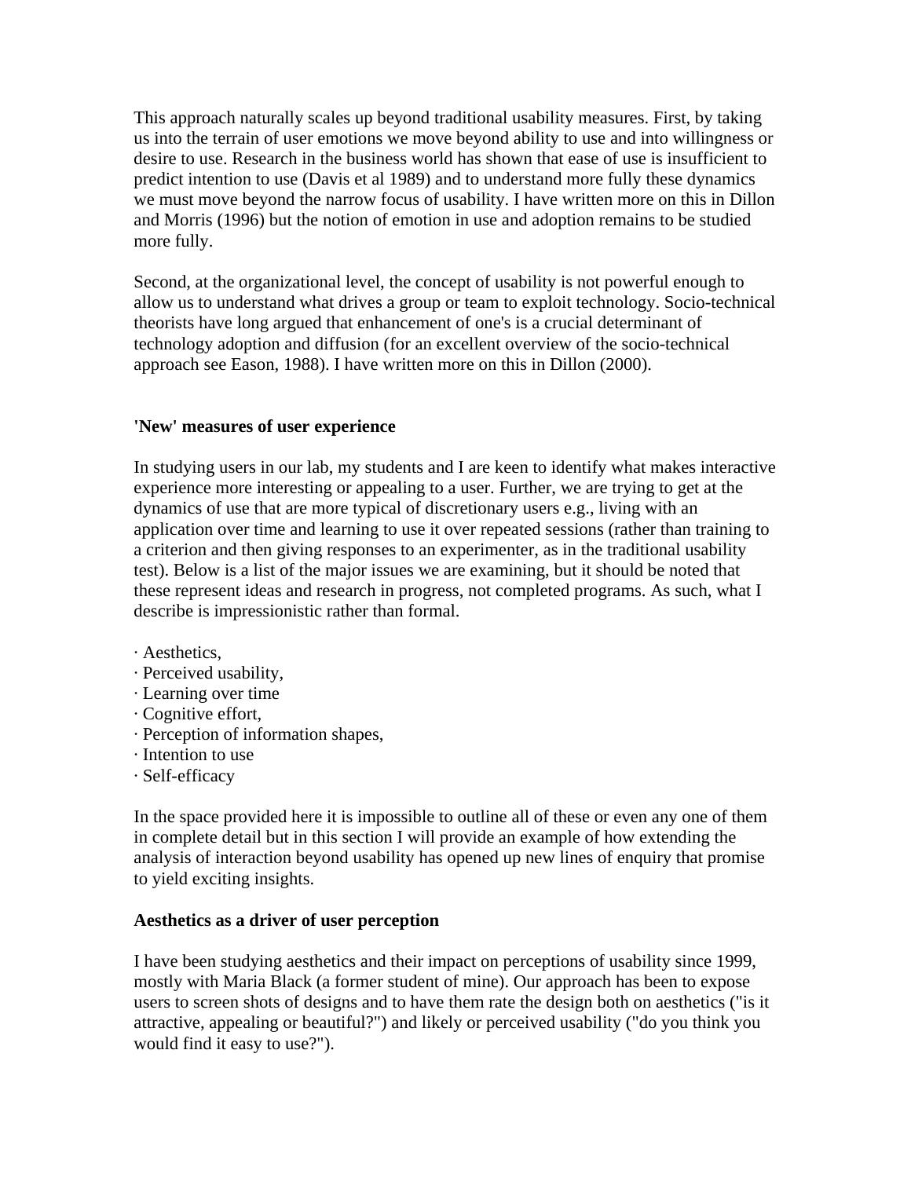This approach naturally scales up beyond traditional usability measures. First, by taking us into the terrain of user emotions we move beyond ability to use and into willingness or desire to use. Research in the business world has shown that ease of use is insufficient to predict intention to use (Davis et al 1989) and to understand more fully these dynamics we must move beyond the narrow focus of usability. I have written more on this in Dillon and Morris (1996) but the notion of emotion in use and adoption remains to be studied more fully.

Second, at the organizational level, the concept of usability is not powerful enough to allow us to understand what drives a group or team to exploit technology. Socio-technical theorists have long argued that enhancement of one's is a crucial determinant of technology adoption and diffusion (for an excellent overview of the socio-technical approach see Eason, 1988). I have written more on this in Dillon (2000).

**'New' measures of user experience**

In studying users in our lab, my students and I are keen to identify what makes interactive experience more interesting or appealing to a user. Further, we are trying to get at the dynamics of use that are more typical of discretionary users e.g., living with an application over time and learning to use it over repeated sessions (rather than training to a criterion and then giving responses to an experimenter, as in the traditional usability test). Below is a list of the major issues we are examining, but it should be noted that these represent ideas and research in progress, not completed programs. As such, what I describe is impressionistic rather than formal.

- Aesthetics,
- Perceived usability,
- Learning over time
- Cognitive effort,
- Perception of information shapes,
- Intention to use
- Self-efficacy

In the space provided here it is impossible to outline all of these or even any one of them in complete detail but in this section I will provide an example of how extending the analysis of interaction beyond usability has opened up new lines of enquiry that promise to yield exciting insights.

**Aesthetics as a driver of user perception**

I have been studying aesthetics and their impact on perceptions of usability since 1999, mostly with Maria Black (a former student of mine). Our approach has been to expose users to screen shots of designs and to have them rate the design both on aesthetics ("is it attractive, appealing or beautiful?") and likely or perceived usability ("do you think you would find it easy to use?").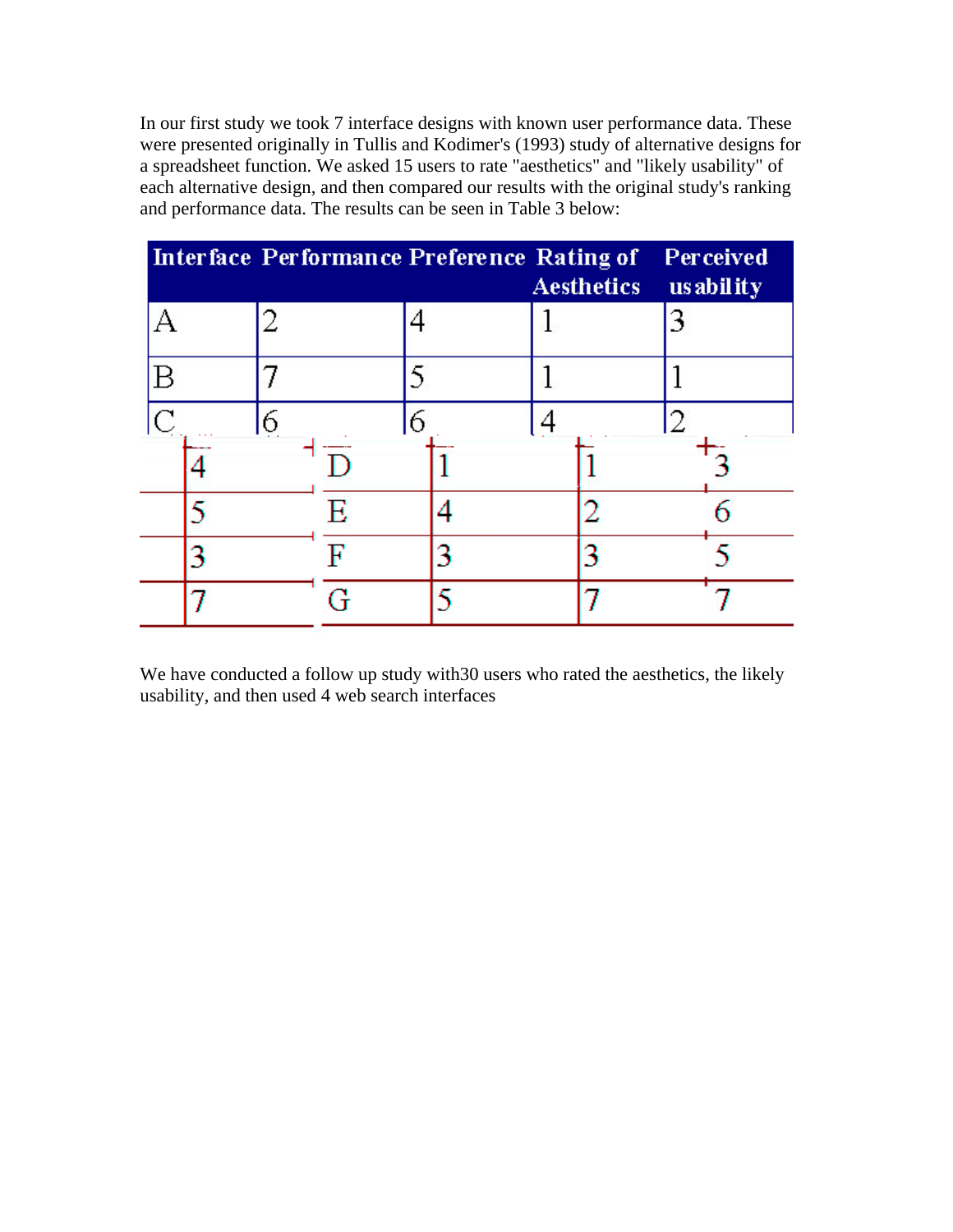In our first study we took 7 interface designs with known user performance data. These were presented originally in Tullis and Kodimer's (1993) study of alternative designs for a spreadsheet function. We asked 15 users to rate "aesthetics" and "likely usability" of each alternative design, and then compared our results with the original study's ranking and performance data. The results can be seen in Table 3 below:

| Interface | Performance | Preference | Rating of Aesthetics | Perceived usability |
|---|---|---|---|---|
| A | 2 | 4 | 1 | 3 |
| B | 7 | 5 | 1 | 1 |
| C | 6 | 6 | 4 | 2 |
| D | 4 | 1 | 1 | 3 |
| E | 5 | 4 | 2 | 6 |
| F | 3 | 3 | 3 | 5 |
| G | 7 | 5 | 7 | 7 |

We have conducted a follow up study with30 users who rated the aesthetics, the likely usability, and then used 4 web search interfaces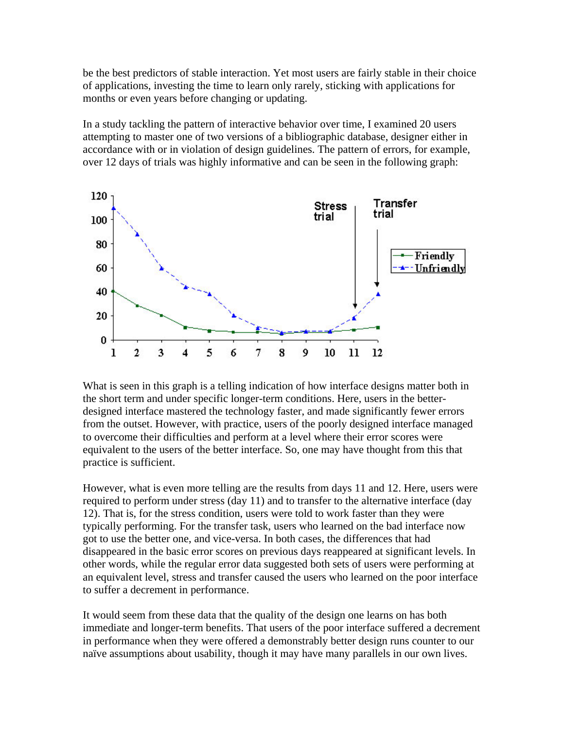be the best predictors of stable interaction. Yet most users are fairly stable in their choice of applications, investing the time to learn only rarely, sticking with applications for months or even years before changing or updating.

In a study tackling the pattern of interactive behavior over time, I examined 20 users attempting to master one of two versions of a bibliographic database, designer either in accordance with or in violation of design guidelines. The pattern of errors, for example, over 12 days of trials was highly informative and can be seen in the following graph:

What is seen in this graph is a telling indication of how interface designs matter both in the short term and under specific longer-term conditions. Here, users in the better-designed interface mastered the technology faster, and made significantly fewer errors from the outset. However, with practice, users of the poorly designed interface managed to overcome their difficulties and perform at a level where their error scores were equivalent to the users of the better interface. So, one may have thought from this that practice is sufficient.

However, what is even more telling are the results from days 11 and 12. Here, users were required to perform under stress (day 11) and to transfer to the alternative interface (day 12). That is, for the stress condition, users were told to work faster than they were typically performing. For the transfer task, users who learned on the bad interface now got to use the better one, and vice-versa. In both cases, the differences that had disappeared in the basic error scores on previous days reappeared at significant levels. In other words, while the regular error data suggested both sets of users were performing at an equivalent level, stress and transfer caused the users who learned on the poor interface to suffer a decrement in performance.

It would seem from these data that the quality of the design one learns on has both immediate and longer-term benefits. That users of the poor interface suffered a decrement in performance when they were offered a demonstrably better design runs counter to our naïve assumptions about usability, though it may have many parallels in our own lives.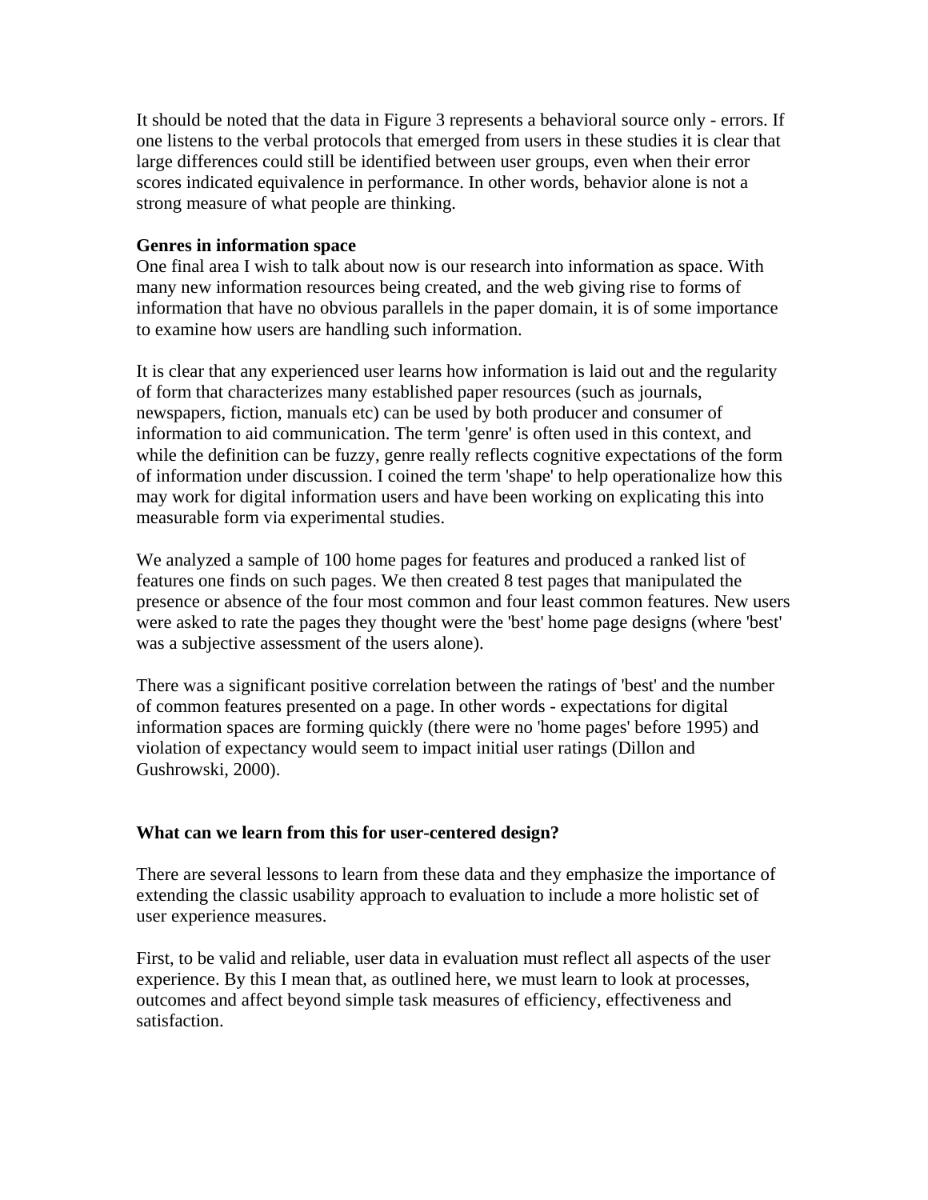It should be noted that the data in Figure 3 represents a behavioral source only - errors. If one listens to the verbal protocols that emerged from users in these studies it is clear that large differences could still be identified between user groups, even when their error scores indicated equivalence in performance. In other words, behavior alone is not a strong measure of what people are thinking.

**Genres in information space**

One final area I wish to talk about now is our research into information as space. With many new information resources being created, and the web giving rise to forms of information that have no obvious parallels in the paper domain, it is of some importance to examine how users are handling such information.

It is clear that any experienced user learns how information is laid out and the regularity of form that characterizes many established paper resources (such as journals, newspapers, fiction, manuals etc) can be used by both producer and consumer of information to aid communication. The term 'genre' is often used in this context, and while the definition can be fuzzy, genre really reflects cognitive expectations of the form of information under discussion. I coined the term 'shape' to help operationalize how this may work for digital information users and have been working on explicating this into measurable form via experimental studies.

We analyzed a sample of 100 home pages for features and produced a ranked list of features one finds on such pages. We then created 8 test pages that manipulated the presence or absence of the four most common and four least common features. New users were asked to rate the pages they thought were the 'best' home page designs (where 'best' was a subjective assessment of the users alone).

There was a significant positive correlation between the ratings of 'best' and the number of common features presented on a page. In other words - expectations for digital information spaces are forming quickly (there were no 'home pages' before 1995) and violation of expectancy would seem to impact initial user ratings (Dillon and Gushrowski, 2000).

**What can we learn from this for user-centered design?**

There are several lessons to learn from these data and they emphasize the importance of extending the classic usability approach to evaluation to include a more holistic set of user experience measures.

First, to be valid and reliable, user data in evaluation must reflect all aspects of the user experience. By this I mean that, as outlined here, we must learn to look at processes, outcomes and affect beyond simple task measures of efficiency, effectiveness and satisfaction.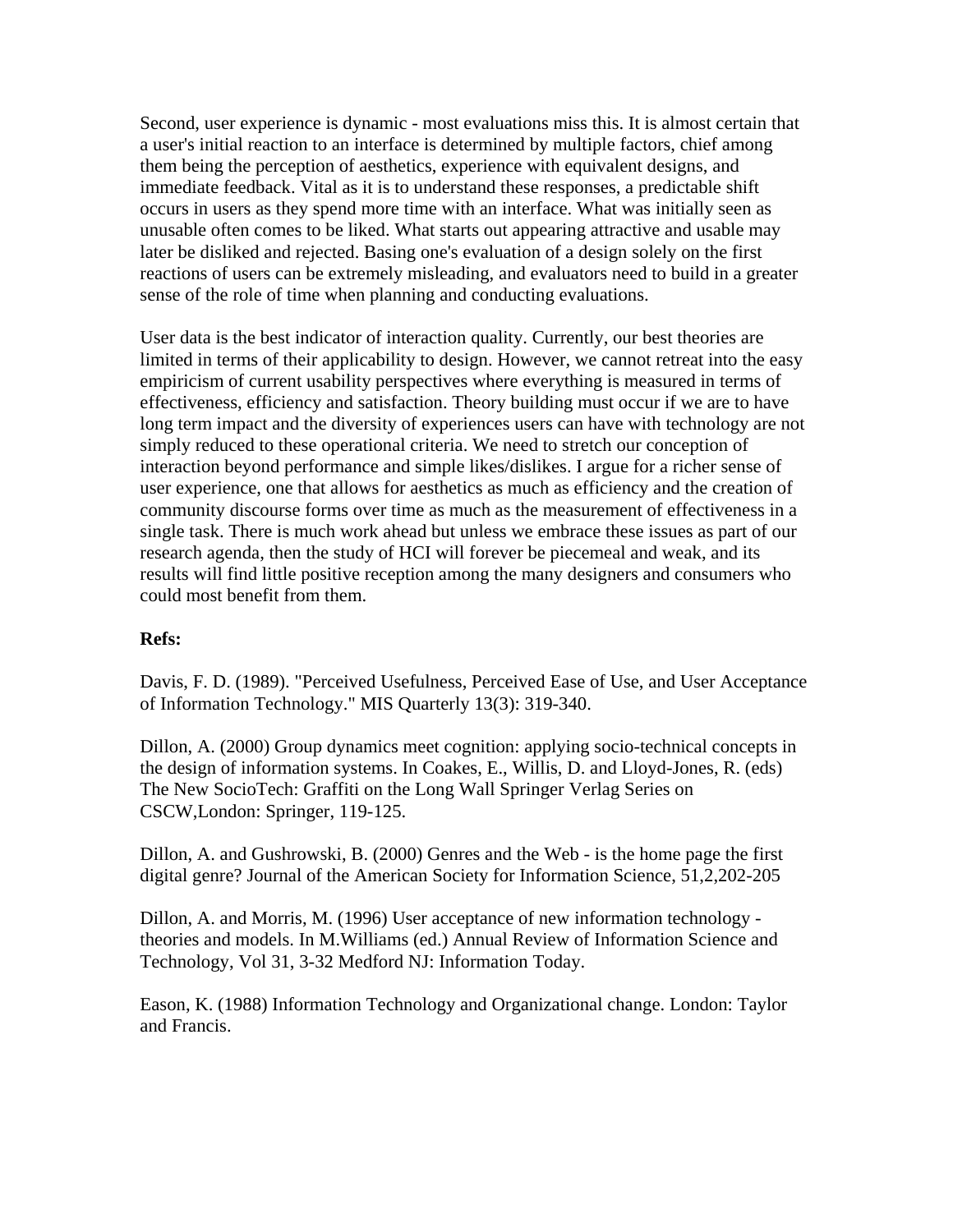Second, user experience is dynamic - most evaluations miss this. It is almost certain that a user's initial reaction to an interface is determined by multiple factors, chief among them being the perception of aesthetics, experience with equivalent designs, and immediate feedback. Vital as it is to understand these responses, a predictable shift occurs in users as they spend more time with an interface. What was initially seen as unusable often comes to be liked. What starts out appearing attractive and usable may later be disliked and rejected. Basing one's evaluation of a design solely on the first reactions of users can be extremely misleading, and evaluators need to build in a greater sense of the role of time when planning and conducting evaluations.

User data is the best indicator of interaction quality. Currently, our best theories are limited in terms of their applicability to design. However, we cannot retreat into the easy empiricism of current usability perspectives where everything is measured in terms of effectiveness, efficiency and satisfaction. Theory building must occur if we are to have long term impact and the diversity of experiences users can have with technology are not simply reduced to these operational criteria. We need to stretch our conception of interaction beyond performance and simple likes/dislikes. I argue for a richer sense of user experience, one that allows for aesthetics as much as efficiency and the creation of community discourse forms over time as much as the measurement of effectiveness in a single task. There is much work ahead but unless we embrace these issues as part of our research agenda, then the study of HCI will forever be piecemeal and weak, and its results will find little positive reception among the many designers and consumers who could most benefit from them.

**Refs:**

Davis, F. D. (1989). "Perceived Usefulness, Perceived Ease of Use, and User Acceptance of Information Technology." MIS Quarterly 13(3): 319-340.

Dillon, A. (2000) Group dynamics meet cognition: applying socio-technical concepts in the design of information systems. In Coakes, E., Willis, D. and Lloyd-Jones, R. (eds) The New SocioTech: Graffiti on the Long Wall Springer Verlag Series on CSCW,London: Springer, 119-125.

Dillon, A. and Gushrowski, B. (2000) Genres and the Web - is the home page the first digital genre? Journal of the American Society for Information Science, 51,2,202-205

Dillon, A. and Morris, M. (1996) User acceptance of new information technology - theories and models. In M.Williams (ed.) Annual Review of Information Science and Technology, Vol 31, 3-32 Medford NJ: Information Today.

Eason, K. (1988) Information Technology and Organizational change. London: Taylor and Francis.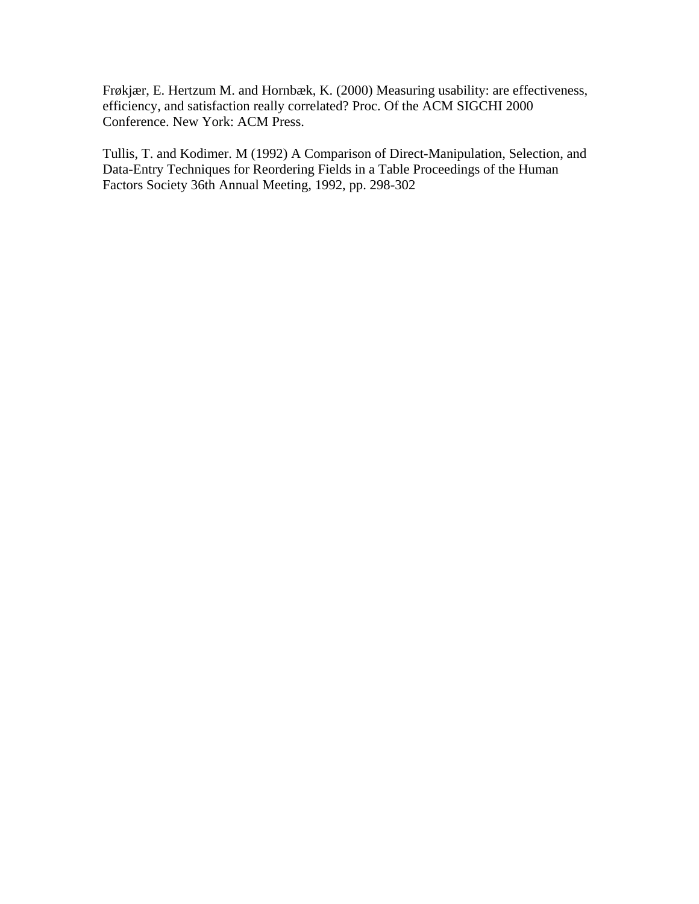Frøkjær, E. Hertzum M. and Hornbæk, K. (2000) Measuring usability: are effectiveness, efficiency, and satisfaction really correlated? Proc. Of the ACM SIGCHI 2000 Conference. New York: ACM Press.

Tullis, T. and Kodimer. M (1992) A Comparison of Direct-Manipulation, Selection, and Data-Entry Techniques for Reordering Fields in a Table Proceedings of the Human Factors Society 36th Annual Meeting, 1992, pp. 298-302